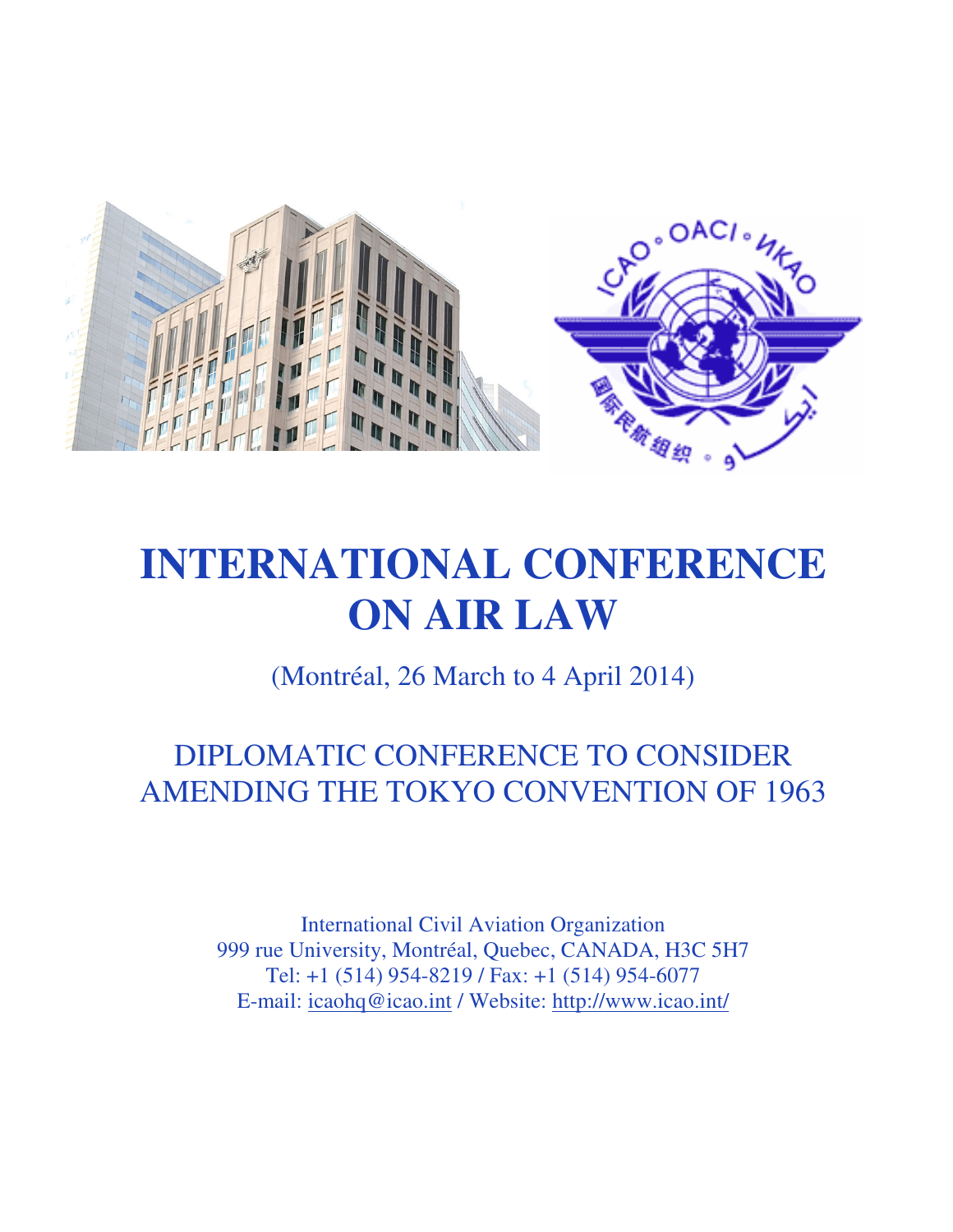# INTERNATIONAL CONFERENCE ON AIR LAW

(Montréal, 26 March to 4 April 2014)

## DIPLOMATIC CONFERENCE TO CONSIDER AMENDING THE TOKYO CONVENTION OF 1963

International Civil Aviation Organization
999 rue University, Montréal, Quebec, CANADA, H3C 5H7
Tel: +1 (514) 954-8219 / Fax: +1 (514) 954-6077
E-mail: icaohq@icao.int / Website: http://www.icao.int/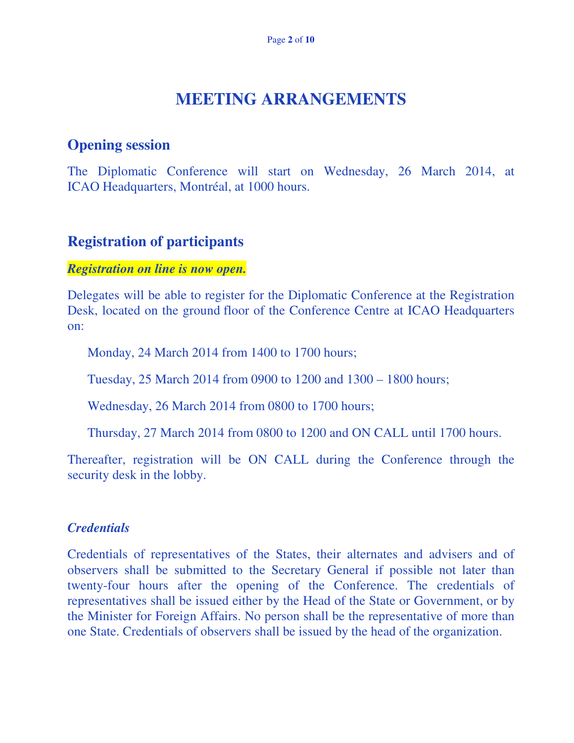# MEETING ARRANGEMENTS

## Opening session

The Diplomatic Conference will start on Wednesday, 26 March 2014, at ICAO Headquarters, Montréal, at 1000 hours.

## Registration of participants

***Registration on line is now open.***

Delegates will be able to register for the Diplomatic Conference at the Registration Desk, located on the ground floor of the Conference Centre at ICAO Headquarters on:

Monday, 24 March 2014 from 1400 to 1700 hours;

Tuesday, 25 March 2014 from 0900 to 1200 and 1300 – 1800 hours;

Wednesday, 26 March 2014 from 0800 to 1700 hours;

Thursday, 27 March 2014 from 0800 to 1200 and ON CALL until 1700 hours.

Thereafter, registration will be ON CALL during the Conference through the security desk in the lobby.

### *Credentials*

Credentials of representatives of the States, their alternates and advisers and of observers shall be submitted to the Secretary General if possible not later than twenty-four hours after the opening of the Conference. The credentials of representatives shall be issued either by the Head of the State or Government, or by the Minister for Foreign Affairs. No person shall be the representative of more than one State. Credentials of observers shall be issued by the head of the organization.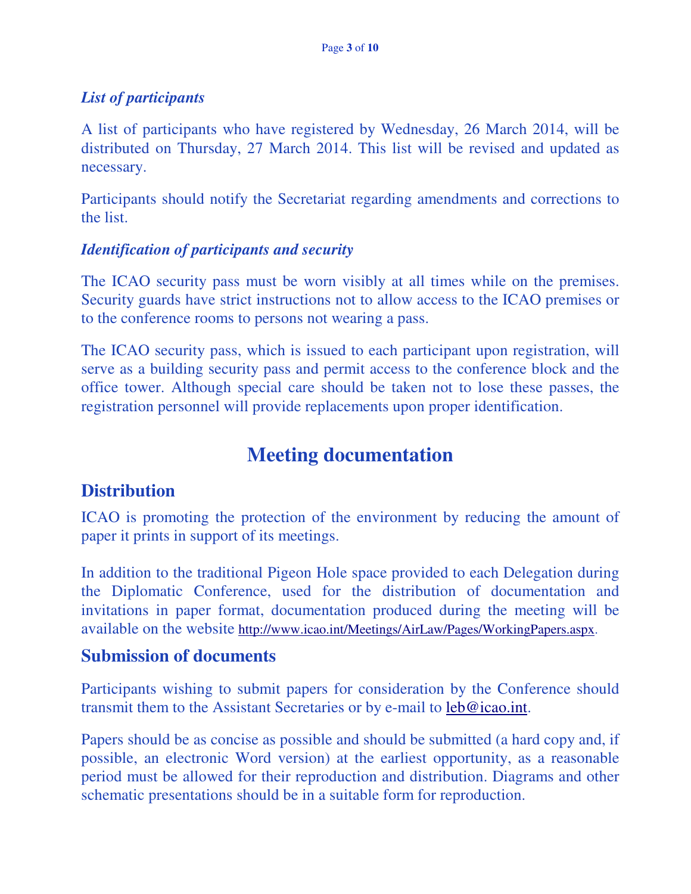### *List of participants*

A list of participants who have registered by Wednesday, 26 March 2014, will be distributed on Thursday, 27 March 2014. This list will be revised and updated as necessary.

Participants should notify the Secretariat regarding amendments and corrections to the list.

### *Identification of participants and security*

The ICAO security pass must be worn visibly at all times while on the premises. Security guards have strict instructions not to allow access to the ICAO premises or to the conference rooms to persons not wearing a pass.

The ICAO security pass, which is issued to each participant upon registration, will serve as a building security pass and permit access to the conference block and the office tower. Although special care should be taken not to lose these passes, the registration personnel will provide replacements upon proper identification.

# Meeting documentation

## Distribution

ICAO is promoting the protection of the environment by reducing the amount of paper it prints in support of its meetings.

In addition to the traditional Pigeon Hole space provided to each Delegation during the Diplomatic Conference, used for the distribution of documentation and invitations in paper format, documentation produced during the meeting will be available on the website http://www.icao.int/Meetings/AirLaw/Pages/WorkingPapers.aspx.

## Submission of documents

Participants wishing to submit papers for consideration by the Conference should transmit them to the Assistant Secretaries or by e-mail to leb@icao.int.

Papers should be as concise as possible and should be submitted (a hard copy and, if possible, an electronic Word version) at the earliest opportunity, as a reasonable period must be allowed for their reproduction and distribution. Diagrams and other schematic presentations should be in a suitable form for reproduction.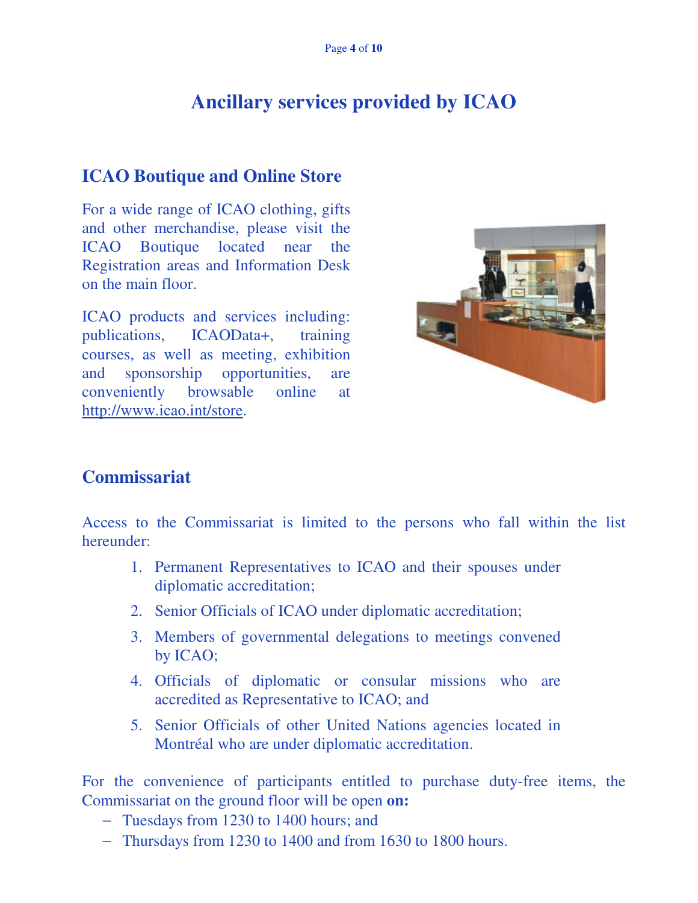# Ancillary services provided by ICAO

## ICAO Boutique and Online Store

For a wide range of ICAO clothing, gifts and other merchandise, please visit the ICAO Boutique located near the Registration areas and Information Desk on the main floor.

ICAO products and services including: publications, ICAOData+, training courses, as well as meeting, exhibition and sponsorship opportunities, are conveniently browsable online at http://www.icao.int/store.

## Commissariat

Access to the Commissariat is limited to the persons who fall within the list hereunder:

1. Permanent Representatives to ICAO and their spouses under diplomatic accreditation;
2. Senior Officials of ICAO under diplomatic accreditation;
3. Members of governmental delegations to meetings convened by ICAO;
4. Officials of diplomatic or consular missions who are accredited as Representative to ICAO; and
5. Senior Officials of other United Nations agencies located in Montréal who are under diplomatic accreditation.

For the convenience of participants entitled to purchase duty-free items, the Commissariat on the ground floor will be open **on:**

- Tuesdays from 1230 to 1400 hours; and
- Thursdays from 1230 to 1400 and from 1630 to 1800 hours.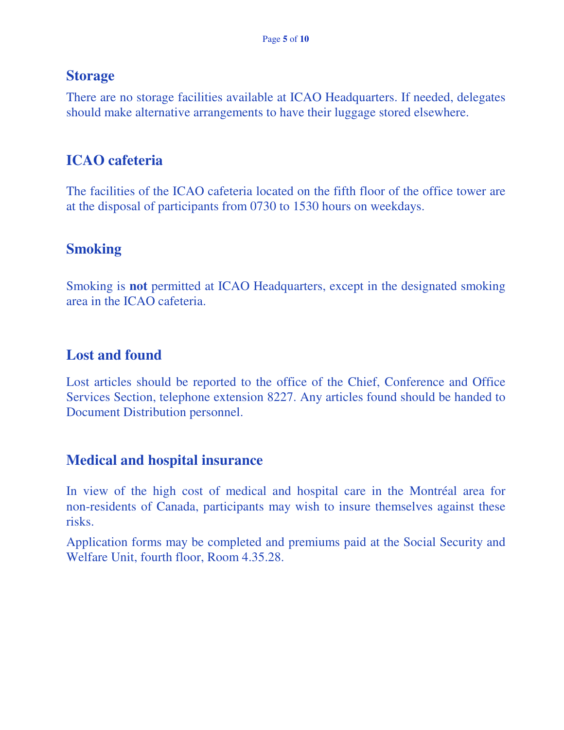## Storage

There are no storage facilities available at ICAO Headquarters. If needed, delegates should make alternative arrangements to have their luggage stored elsewhere.

## ICAO cafeteria

The facilities of the ICAO cafeteria located on the fifth floor of the office tower are at the disposal of participants from 0730 to 1530 hours on weekdays.

## Smoking

Smoking is **not** permitted at ICAO Headquarters, except in the designated smoking area in the ICAO cafeteria.

## Lost and found

Lost articles should be reported to the office of the Chief, Conference and Office Services Section, telephone extension 8227. Any articles found should be handed to Document Distribution personnel.

## Medical and hospital insurance

In view of the high cost of medical and hospital care in the Montréal area for non-residents of Canada, participants may wish to insure themselves against these risks.

Application forms may be completed and premiums paid at the Social Security and Welfare Unit, fourth floor, Room 4.35.28.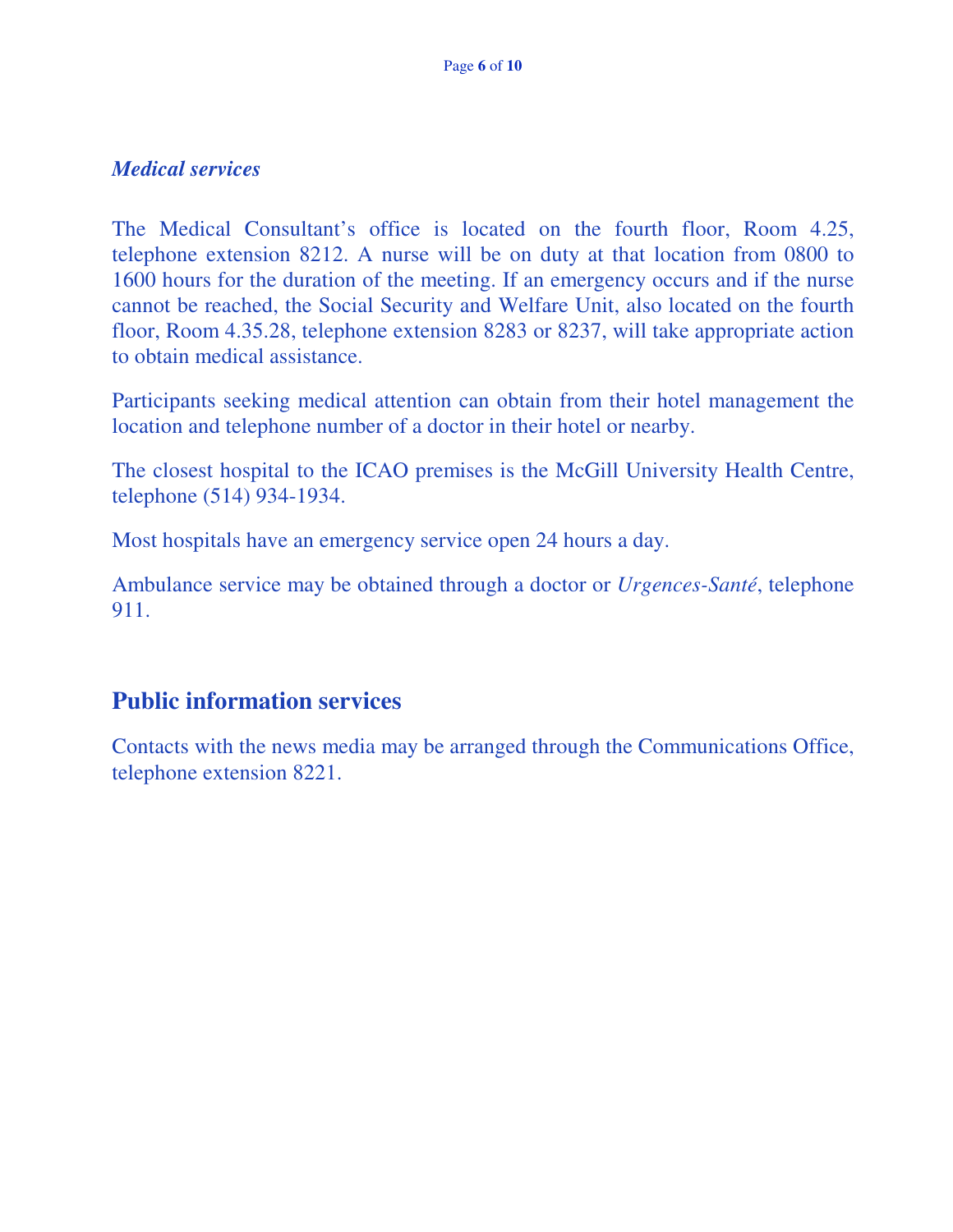***Medical services***

The Medical Consultant's office is located on the fourth floor, Room 4.25, telephone extension 8212. A nurse will be on duty at that location from 0800 to 1600 hours for the duration of the meeting. If an emergency occurs and if the nurse cannot be reached, the Social Security and Welfare Unit, also located on the fourth floor, Room 4.35.28, telephone extension 8283 or 8237, will take appropriate action to obtain medical assistance.

Participants seeking medical attention can obtain from their hotel management the location and telephone number of a doctor in their hotel or nearby.

The closest hospital to the ICAO premises is the McGill University Health Centre, telephone (514) 934-1934.

Most hospitals have an emergency service open 24 hours a day.

Ambulance service may be obtained through a doctor or *Urgences-Santé*, telephone 911.

## Public information services

Contacts with the news media may be arranged through the Communications Office, telephone extension 8221.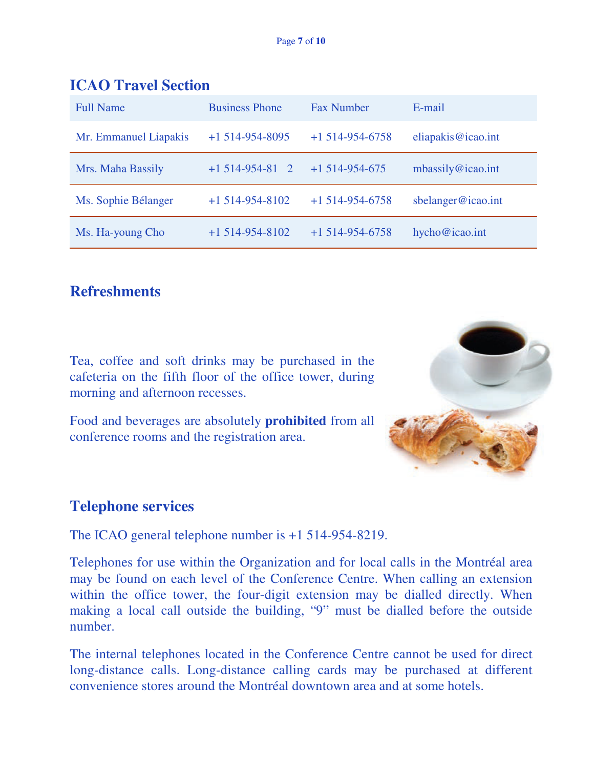## ICAO Travel Section

| Full Name | Business Phone | Fax Number | E-mail |
| --- | --- | --- | --- |
| Mr. Emmanuel Liapakis | +1 514-954-8095 | +1 514-954-6758 | eliapakis@icao.int |
| Mrs. Maha Bassily | +1 514-954-81 2 | +1 514-954-675 | mbassily@icao.int |
| Ms. Sophie Bélanger | +1 514-954-8102 | +1 514-954-6758 | sbelanger@icao.int |
| Ms. Ha-young Cho | +1 514-954-8102 | +1 514-954-6758 | hycho@icao.int |

## Refreshments

Tea, coffee and soft drinks may be purchased in the cafeteria on the fifth floor of the office tower, during morning and afternoon recesses.

Food and beverages are absolutely **prohibited** from all conference rooms and the registration area.

## Telephone services

The ICAO general telephone number is +1 514-954-8219.

Telephones for use within the Organization and for local calls in the Montréal area may be found on each level of the Conference Centre. When calling an extension within the office tower, the four-digit extension may be dialled directly. When making a local call outside the building, "9" must be dialled before the outside number.

The internal telephones located in the Conference Centre cannot be used for direct long-distance calls. Long-distance calling cards may be purchased at different convenience stores around the Montréal downtown area and at some hotels.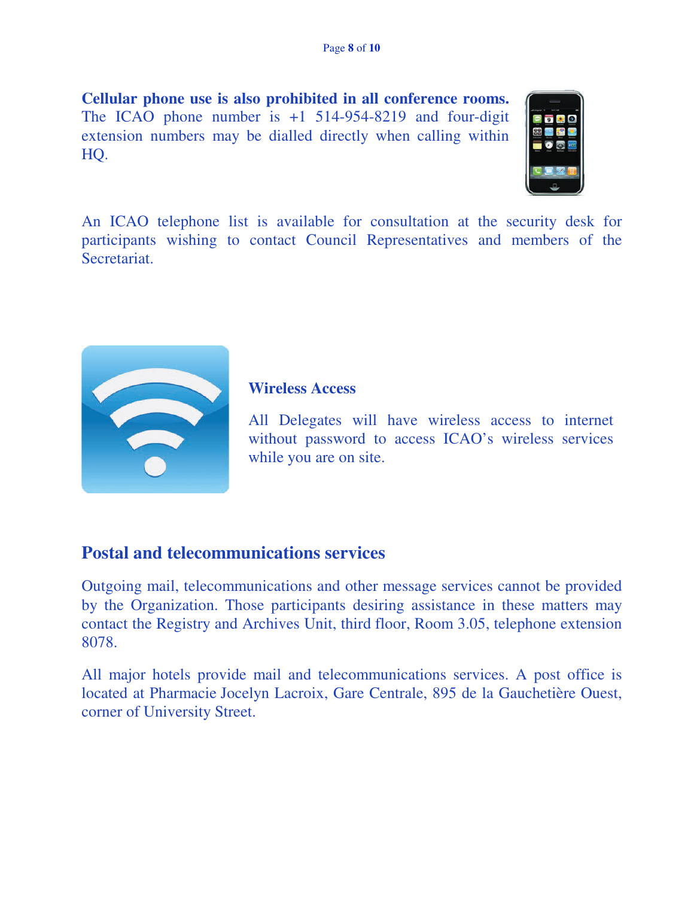**Cellular phone use is also prohibited in all conference rooms.** The ICAO phone number is +1 514-954-8219 and four-digit extension numbers may be dialled directly when calling within HQ.

An ICAO telephone list is available for consultation at the security desk for participants wishing to contact Council Representatives and members of the Secretariat.

### Wireless Access

All Delegates will have wireless access to internet without password to access ICAO's wireless services while you are on site.

## Postal and telecommunications services

Outgoing mail, telecommunications and other message services cannot be provided by the Organization. Those participants desiring assistance in these matters may contact the Registry and Archives Unit, third floor, Room 3.05, telephone extension 8078.

All major hotels provide mail and telecommunications services. A post office is located at Pharmacie Jocelyn Lacroix, Gare Centrale, 895 de la Gauchetière Ouest, corner of University Street.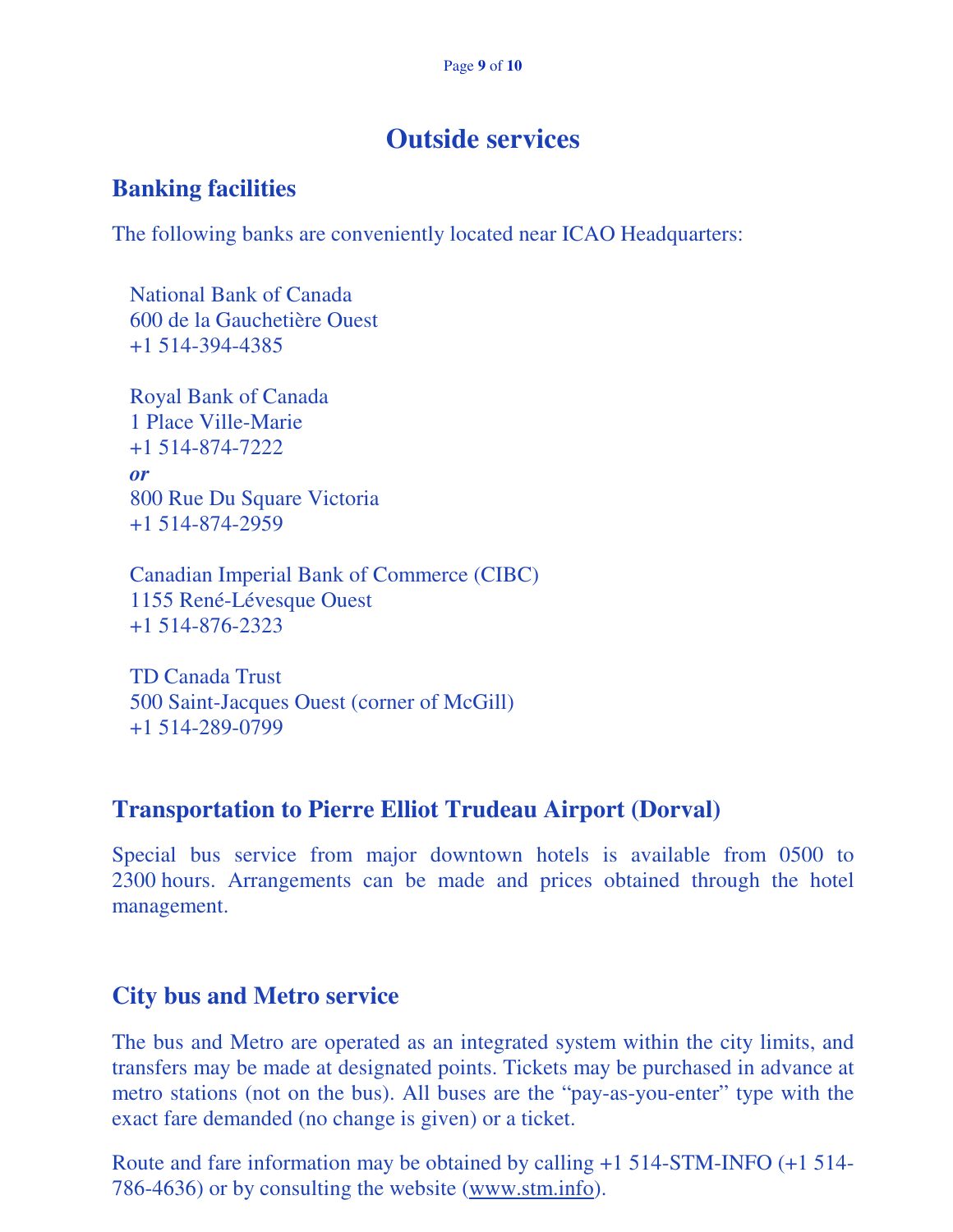# Outside services

## Banking facilities

The following banks are conveniently located near ICAO Headquarters:

National Bank of Canada
600 de la Gauchetière Ouest
+1 514-394-4385

Royal Bank of Canada
1 Place Ville-Marie
+1 514-874-7222
***or***
800 Rue Du Square Victoria
+1 514-874-2959

Canadian Imperial Bank of Commerce (CIBC)
1155 René-Lévesque Ouest
+1 514-876-2323

TD Canada Trust
500 Saint-Jacques Ouest (corner of McGill)
+1 514-289-0799

## Transportation to Pierre Elliot Trudeau Airport (Dorval)

Special bus service from major downtown hotels is available from 0500 to 2300 hours. Arrangements can be made and prices obtained through the hotel management.

## City bus and Metro service

The bus and Metro are operated as an integrated system within the city limits, and transfers may be made at designated points. Tickets may be purchased in advance at metro stations (not on the bus). All buses are the "pay-as-you-enter" type with the exact fare demanded (no change is given) or a ticket.

Route and fare information may be obtained by calling +1 514-STM-INFO (+1 514-786-4636) or by consulting the website (www.stm.info).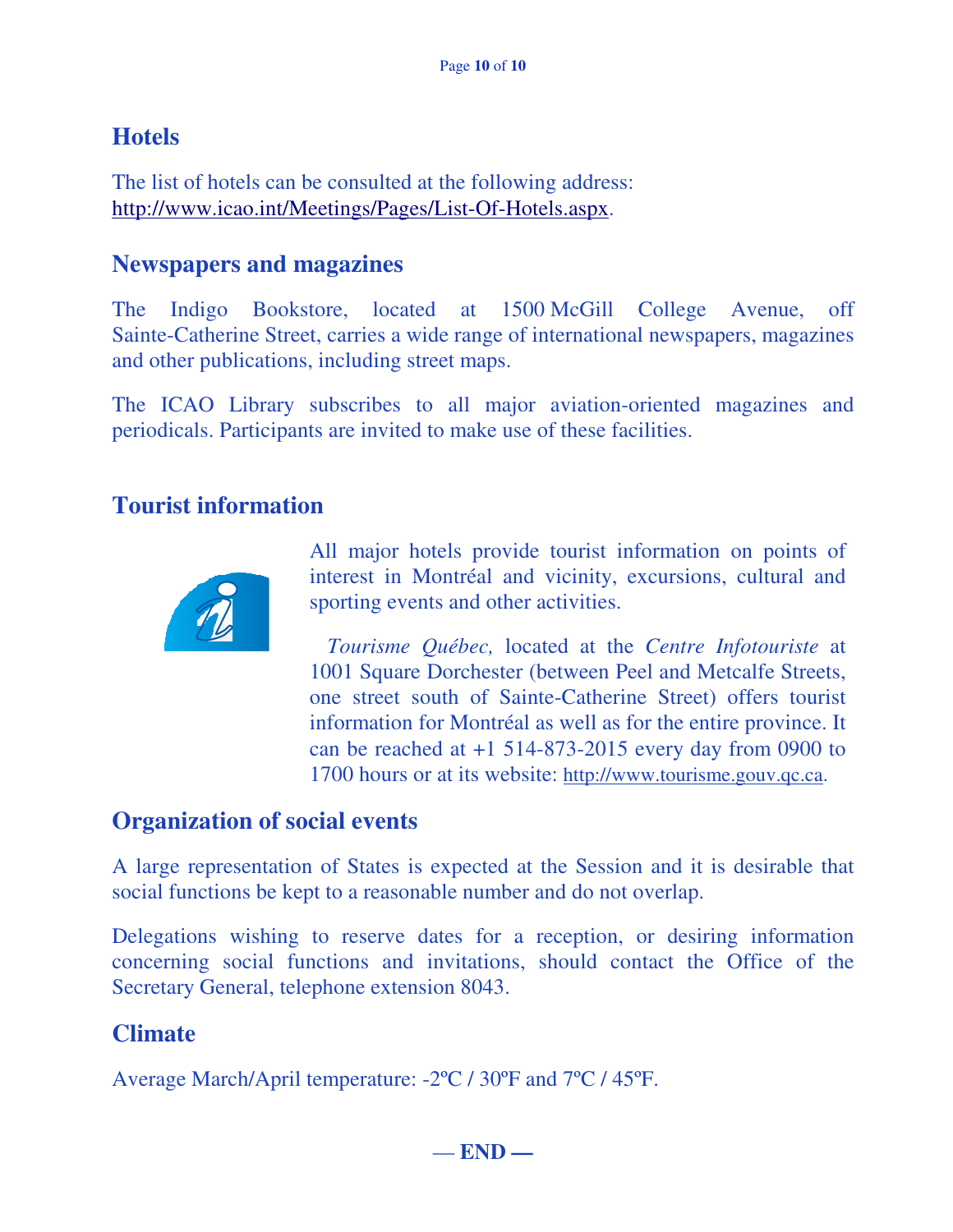## Hotels

The list of hotels can be consulted at the following address: http://www.icao.int/Meetings/Pages/List-Of-Hotels.aspx.

## Newspapers and magazines

The Indigo Bookstore, located at 1500 McGill College Avenue, off Sainte-Catherine Street, carries a wide range of international newspapers, magazines and other publications, including street maps.

The ICAO Library subscribes to all major aviation-oriented magazines and periodicals. Participants are invited to make use of these facilities.

## Tourist information

All major hotels provide tourist information on points of interest in Montréal and vicinity, excursions, cultural and sporting events and other activities.

*Tourisme Québec,* located at the *Centre Infotouriste* at 1001 Square Dorchester (between Peel and Metcalfe Streets, one street south of Sainte-Catherine Street) offers tourist information for Montréal as well as for the entire province. It can be reached at +1 514-873-2015 every day from 0900 to 1700 hours or at its website: http://www.tourisme.gouv.qc.ca.

## Organization of social events

A large representation of States is expected at the Session and it is desirable that social functions be kept to a reasonable number and do not overlap.

Delegations wishing to reserve dates for a reception, or desiring information concerning social functions and invitations, should contact the Office of the Secretary General, telephone extension 8043.

## Climate

Average March/April temperature: -2ºC / 30ºF and 7ºC / 45ºF.

**— END —**